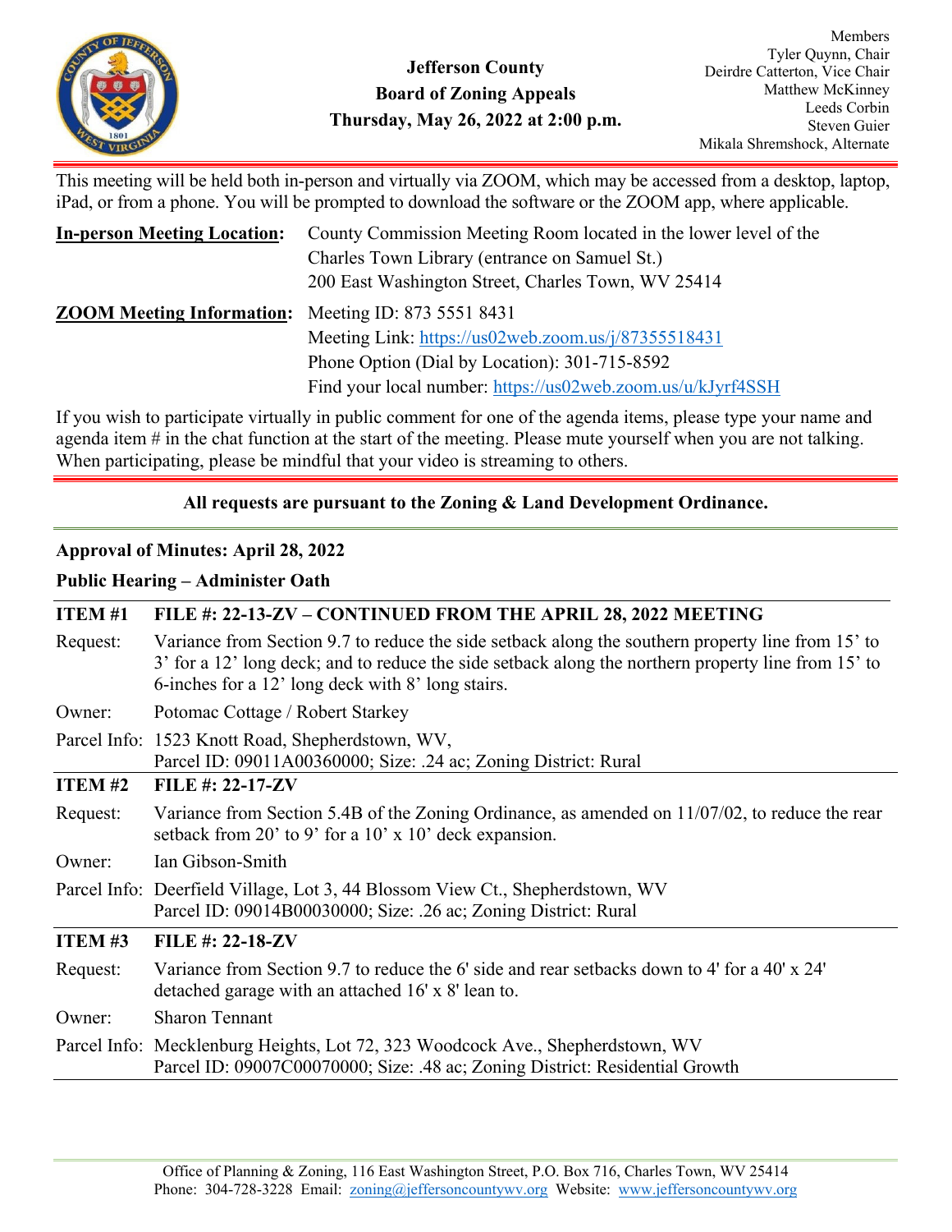# Jefferson County
## Board of Zoning Appeals
### Thursday, May 26, 2022 at 2:00 p.m.

Members
Tyler Quynn, Chair
Deirdre Catterton, Vice Chair
Matthew McKinney
Leeds Corbin
Steven Guier
Mikala Shremshock, Alternate

This meeting will be held both in-person and virtually via ZOOM, which may be accessed from a desktop, laptop, iPad, or from a phone. You will be prompted to download the software or the ZOOM app, where applicable.

**In-person Meeting Location:** County Commission Meeting Room located in the lower level of the Charles Town Library (entrance on Samuel St.)
200 East Washington Street, Charles Town, WV 25414

**ZOOM Meeting Information:** Meeting ID: 873 5551 8431
Meeting Link: https://us02web.zoom.us/j/87355518431
Phone Option (Dial by Location): 301-715-8592
Find your local number: https://us02web.zoom.us/u/kJyrf4SSH

If you wish to participate virtually in public comment for one of the agenda items, please type your name and agenda item # in the chat function at the start of the meeting. Please mute yourself when you are not talking. When participating, please be mindful that your video is streaming to others.

**All requests are pursuant to the Zoning & Land Development Ordinance.**

**Approval of Minutes: April 28, 2022**

**Public Hearing – Administer Oath**

| **ITEM #1** | **FILE #: 22-13-ZV – CONTINUED FROM THE APRIL 28, 2022 MEETING** |
|---|---|
| Request: | Variance from Section 9.7 to reduce the side setback along the southern property line from 15' to 3' for a 12' long deck; and to reduce the side setback along the northern property line from 15' to 6-inches for a 12' long deck with 8' long stairs. |
| Owner: | Potomac Cottage / Robert Starkey |
| Parcel Info: | 1523 Knott Road, Shepherdstown, WV, Parcel ID: 09011A00360000; Size: .24 ac; Zoning District: Rural |

| **ITEM #2** | **FILE #: 22-17-ZV** |
|---|---|
| Request: | Variance from Section 5.4B of the Zoning Ordinance, as amended on 11/07/02, to reduce the rear setback from 20' to 9' for a 10' x 10' deck expansion. |
| Owner: | Ian Gibson-Smith |
| Parcel Info: | Deerfield Village, Lot 3, 44 Blossom View Ct., Shepherdstown, WV Parcel ID: 09014B00030000; Size: .26 ac; Zoning District: Rural |

| **ITEM #3** | **FILE #: 22-18-ZV** |
|---|---|
| Request: | Variance from Section 9.7 to reduce the 6' side and rear setbacks down to 4' for a 40' x 24' detached garage with an attached 16' x 8' lean to. |
| Owner: | Sharon Tennant |
| Parcel Info: | Mecklenburg Heights, Lot 72, 323 Woodcock Ave., Shepherdstown, WV Parcel ID: 09007C00070000; Size: .48 ac; Zoning District: Residential Growth |

Office of Planning & Zoning, 116 East Washington Street, P.O. Box 716, Charles Town, WV 25414
Phone: 304-728-3228 Email: zoning@jeffersoncountywv.org Website: www.jeffersoncountywv.org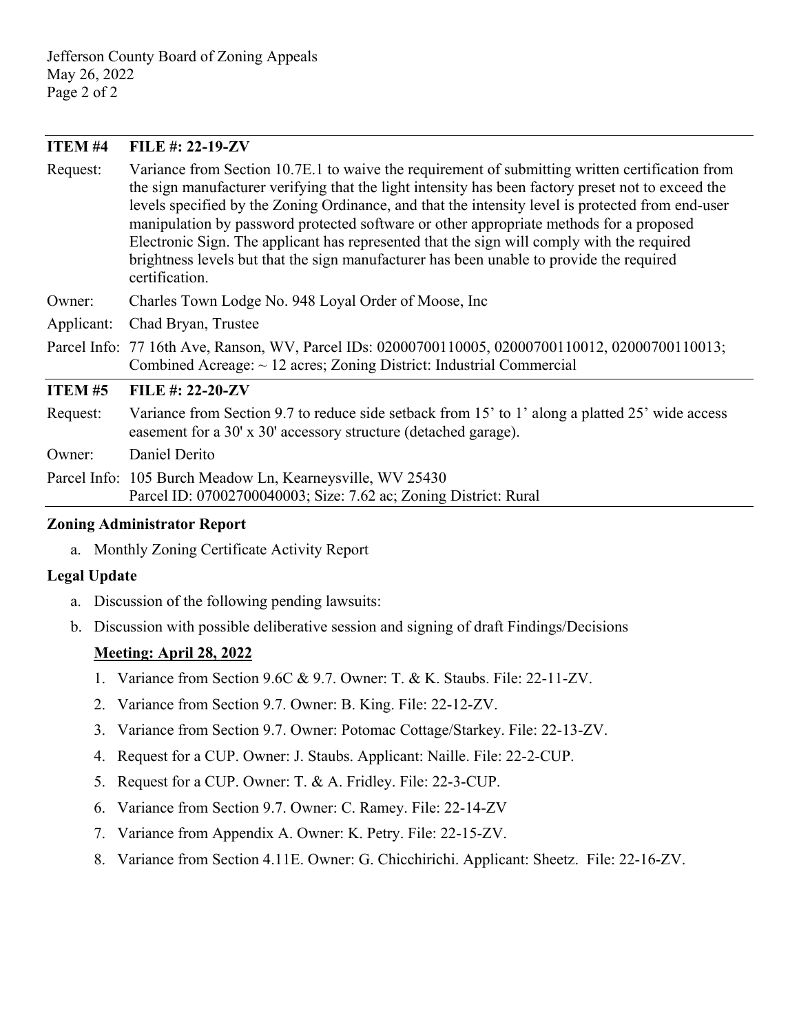## ITEM #4 FILE #: 22-19-ZV

**Request:** Variance from Section 10.7E.1 to waive the requirement of submitting written certification from the sign manufacturer verifying that the light intensity has been factory preset not to exceed the levels specified by the Zoning Ordinance, and that the intensity level is protected from end-user manipulation by password protected software or other appropriate methods for a proposed Electronic Sign. The applicant has represented that the sign will comply with the required brightness levels but that the sign manufacturer has been unable to provide the required certification.

**Owner:** Charles Town Lodge No. 948 Loyal Order of Moose, Inc

**Applicant:** Chad Bryan, Trustee

**Parcel Info:** 77 16th Ave, Ranson, WV, Parcel IDs: 02000700110005, 02000700110012, 02000700110013; Combined Acreage: ~ 12 acres; Zoning District: Industrial Commercial

## ITEM #5 FILE #: 22-20-ZV

**Request:** Variance from Section 9.7 to reduce side setback from 15' to 1' along a platted 25' wide access easement for a 30' x 30' accessory structure (detached garage).

**Owner:** Daniel Derito

**Parcel Info:** 105 Burch Meadow Ln, Kearneysville, WV 25430
Parcel ID: 07002700040003; Size: 7.62 ac; Zoning District: Rural

## Zoning Administrator Report

a. Monthly Zoning Certificate Activity Report

## Legal Update

a. Discussion of the following pending lawsuits:

b. Discussion with possible deliberative session and signing of draft Findings/Decisions

**Meeting: April 28, 2022**

1. Variance from Section 9.6C & 9.7. Owner: T. & K. Staubs. File: 22-11-ZV.
2. Variance from Section 9.7. Owner: B. King. File: 22-12-ZV.
3. Variance from Section 9.7. Owner: Potomac Cottage/Starkey. File: 22-13-ZV.
4. Request for a CUP. Owner: J. Staubs. Applicant: Naille. File: 22-2-CUP.
5. Request for a CUP. Owner: T. & A. Fridley. File: 22-3-CUP.
6. Variance from Section 9.7. Owner: C. Ramey. File: 22-14-ZV
7. Variance from Appendix A. Owner: K. Petry. File: 22-15-ZV.
8. Variance from Section 4.11E. Owner: G. Chicchirichi. Applicant: Sheetz. File: 22-16-ZV.